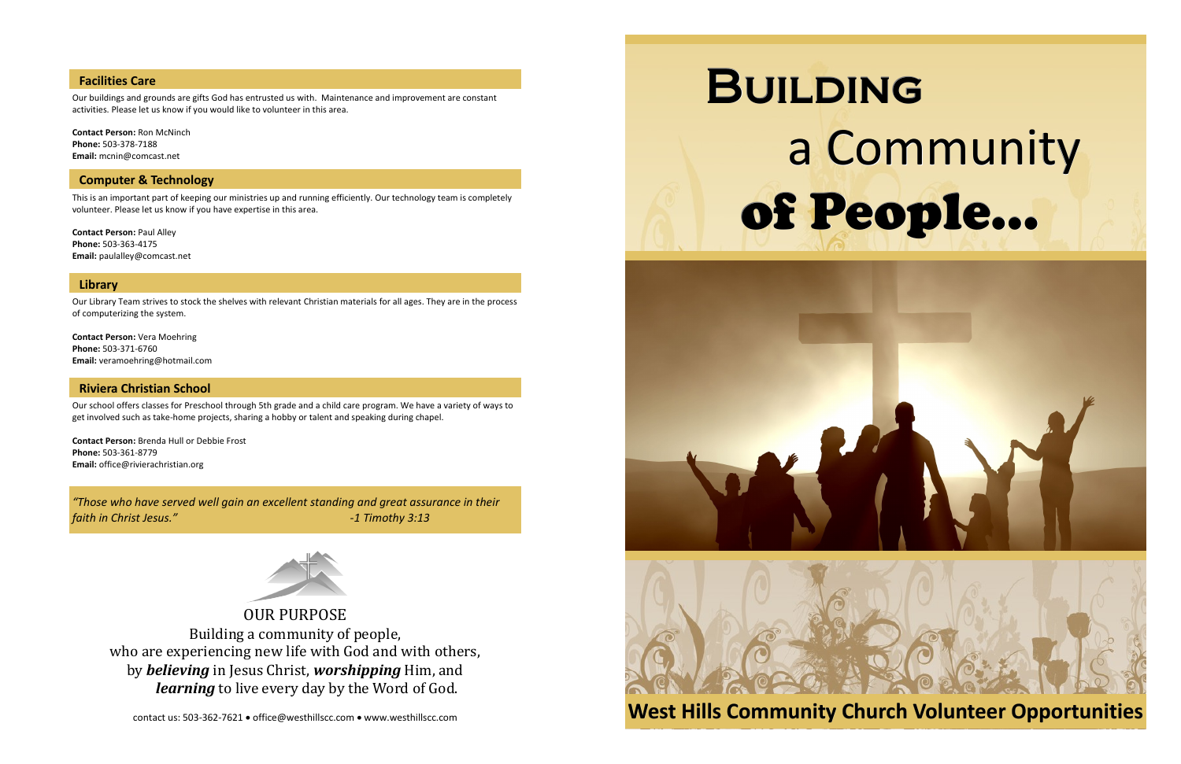## Facilities Care

Our buildings and grounds are gifts God has entrusted us with. Maintenance and improvement are constant activities. Please let us know if you would like to volunteer in this area.

**Contact Person:** Ron McNinch
**Phone:** 503-378-7188
**Email:** mcnin@comcast.net

## Computer & Technology

This is an important part of keeping our ministries up and running efficiently. Our technology team is completely volunteer. Please let us know if you have expertise in this area.

**Contact Person:** Paul Alley
**Phone:** 503-363-4175
**Email:** paulalley@comcast.net

## Library

Our Library Team strives to stock the shelves with relevant Christian materials for all ages. They are in the process of computerizing the system.

**Contact Person:** Vera Moehring
**Phone:** 503-371-6760
**Email:** veramoehring@hotmail.com

## Riviera Christian School

Our school offers classes for Preschool through 5th grade and a child care program. We have a variety of ways to get involved such as take-home projects, sharing a hobby or talent and speaking during chapel.

**Contact Person:** Brenda Hull or Debbie Frost
**Phone:** 503-361-8779
**Email:** office@rivierachristian.org

*"Those who have served well gain an excellent standing and great assurance in their faith in Christ Jesus."* *-1 Timothy 3:13*

OUR PURPOSE

Building a community of people,
who are experiencing new life with God and with others,
by ***believing*** in Jesus Christ, ***worshipping*** Him, and
***learning*** to live every day by the Word of God.

contact us: 503-362-7621 • office@westhillscc.com • www.westhillscc.com

# Building a Community of People...

**West Hills Community Church Volunteer Opportunities**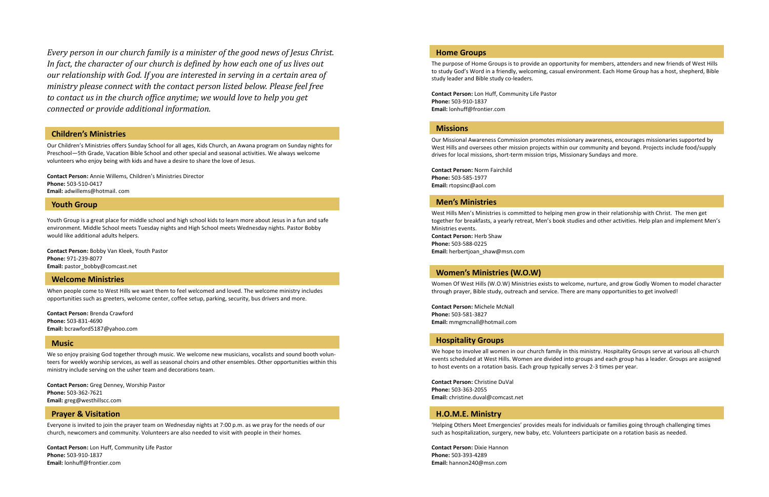*Every person in our church family is a minister of the good news of Jesus Christ. In fact, the character of our church is defined by how each one of us lives out our relationship with God. If you are interested in serving in a certain area of ministry please connect with the contact person listed below. Please feel free to contact us in the church office anytime; we would love to help you get connected or provide additional information.*

## Children's Ministries

Our Children's Ministries offers Sunday School for all ages, Kids Church, an Awana program on Sunday nights for Preschool—5th Grade, Vacation Bible School and other special and seasonal activities. We always welcome volunteers who enjoy being with kids and have a desire to share the love of Jesus.

**Contact Person:** Annie Willems, Children's Ministries Director
**Phone:** 503-510-0417
**Email:** adwillems@hotmail. com

## Youth Group

Youth Group is a great place for middle school and high school kids to learn more about Jesus in a fun and safe environment. Middle School meets Tuesday nights and High School meets Wednesday nights. Pastor Bobby would like additional adults helpers.

**Contact Person:** Bobby Van Kleek, Youth Pastor
**Phone:** 971-239-8077
**Email:** pastor_bobby@comcast.net

## Welcome Ministries

When people come to West Hills we want them to feel welcomed and loved. The welcome ministry includes opportunities such as greeters, welcome center, coffee setup, parking, security, bus drivers and more.

**Contact Person:** Brenda Crawford
**Phone:** 503-831-4690
**Email:** bcrawford5187@yahoo.com

## Music

We so enjoy praising God together through music. We welcome new musicians, vocalists and sound booth volunteers for weekly worship services, as well as seasonal choirs and other ensembles. Other opportunities within this ministry include serving on the usher team and decorations team.

**Contact Person:** Greg Denney, Worship Pastor
**Phone:** 503-362-7621
**Email:** greg@westhillscc.com

## Prayer & Visitation

Everyone is invited to join the prayer team on Wednesday nights at 7:00 p.m. as we pray for the needs of our church, newcomers and community. Volunteers are also needed to visit with people in their homes.

**Contact Person:** Lon Huff, Community Life Pastor
**Phone:** 503-910-1837
**Email:** lonhuff@frontier.com

## Home Groups

The purpose of Home Groups is to provide an opportunity for members, attenders and new friends of West Hills to study God's Word in a friendly, welcoming, casual environment. Each Home Group has a host, shepherd, Bible study leader and Bible study co-leaders.

**Contact Person:** Lon Huff, Community Life Pastor
**Phone:** 503-910-1837
**Email:** lonhuff@frontier.com

## Missions

Our Missional Awareness Commission promotes missionary awareness, encourages missionaries supported by West Hills and oversees other mission projects within our community and beyond. Projects include food/supply drives for local missions, short-term mission trips, Missionary Sundays and more.

**Contact Person:** Norm Fairchild
**Phone:** 503-585-1977
**Email:** rtopsinc@aol.com

## Men's Ministries

West Hills Men's Ministries is committed to helping men grow in their relationship with Christ. The men get together for breakfasts, a yearly retreat, Men's book studies and other activities. Help plan and implement Men's Ministries events.

**Contact Person:** Herb Shaw
**Phone:** 503-588-0225
**Email:** herbertjoan_shaw@msn.com

## Women's Ministries (W.O.W)

Women Of West Hills (W.O.W) Ministries exists to welcome, nurture, and grow Godly Women to model character through prayer, Bible study, outreach and service. There are many opportunities to get involved!

**Contact Person:** Michele McNall
**Phone:** 503-581-3827
**Email:** mmgmcnall@hotmail.com

## Hospitality Groups

We hope to involve all women in our church family in this ministry. Hospitality Groups serve at various all-church events scheduled at West Hills. Women are divided into groups and each group has a leader. Groups are assigned to host events on a rotation basis. Each group typically serves 2-3 times per year.

**Contact Person:** Christine DuVal
**Phone:** 503-363-2055
**Email:** christine.duval@comcast.net

## H.O.M.E. Ministry

'Helping Others Meet Emergencies' provides meals for individuals or families going through challenging times such as hospitalization, surgery, new baby, etc. Volunteers participate on a rotation basis as needed.

**Contact Person:** Dixie Hannon
**Phone:** 503-393-4289
**Email:** hannon240@msn.com